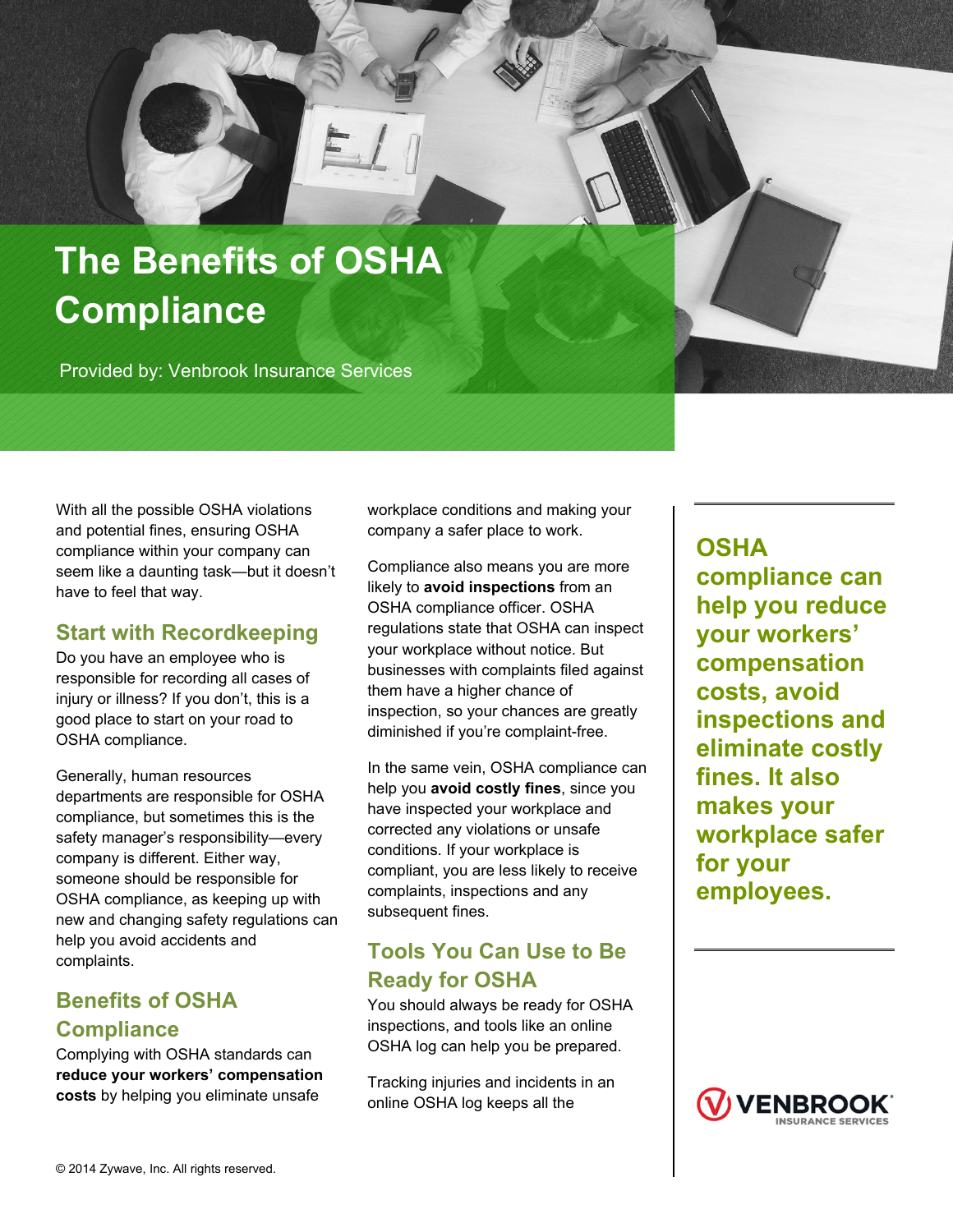# The Benefits of OSHA Compliance

Provided by: Venbrook Insurance Services

With all the possible OSHA violations and potential fines, ensuring OSHA compliance within your company can seem like a daunting task—but it doesn't have to feel that way.

## Start with Recordkeeping

Do you have an employee who is responsible for recording all cases of injury or illness? If you don't, this is a good place to start on your road to OSHA compliance.

Generally, human resources departments are responsible for OSHA compliance, but sometimes this is the safety manager's responsibility—every company is different. Either way, someone should be responsible for OSHA compliance, as keeping up with new and changing safety regulations can help you avoid accidents and complaints.

## Benefits of OSHA Compliance

Complying with OSHA standards can **reduce your workers' compensation costs** by helping you eliminate unsafe workplace conditions and making your company a safer place to work.

Compliance also means you are more likely to **avoid inspections** from an OSHA compliance officer. OSHA regulations state that OSHA can inspect your workplace without notice. But businesses with complaints filed against them have a higher chance of inspection, so your chances are greatly diminished if you're complaint-free.

In the same vein, OSHA compliance can help you **avoid costly fines**, since you have inspected your workplace and corrected any violations or unsafe conditions. If your workplace is compliant, you are less likely to receive complaints, inspections and any subsequent fines.

## Tools You Can Use to Be Ready for OSHA

You should always be ready for OSHA inspections, and tools like an online OSHA log can help you be prepared.

Tracking injuries and incidents in an online OSHA log keeps all the

**OSHA compliance can help you reduce your workers' compensation costs, avoid inspections and eliminate costly fines. It also makes your workplace safer for your employees.**

© 2014 Zywave, Inc. All rights reserved.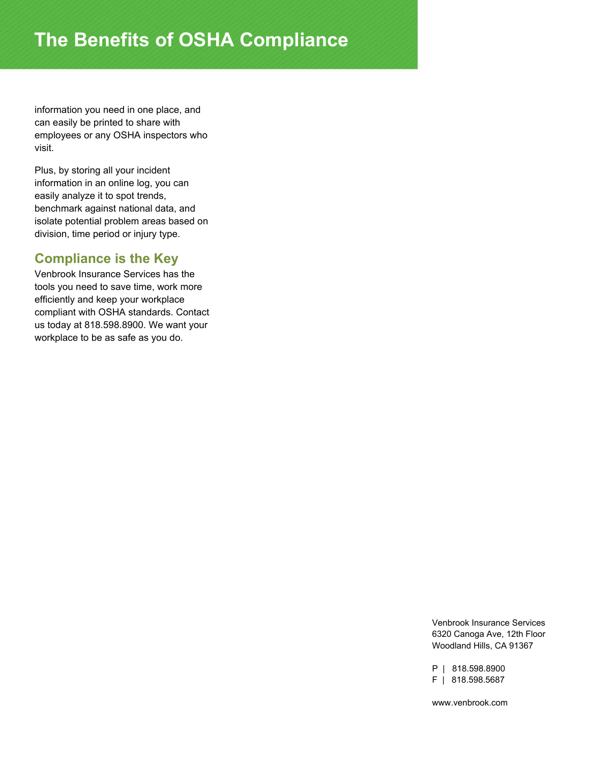information you need in one place, and can easily be printed to share with employees or any OSHA inspectors who visit.

Plus, by storing all your incident information in an online log, you can easily analyze it to spot trends, benchmark against national data, and isolate potential problem areas based on division, time period or injury type.

## Compliance is the Key

Venbrook Insurance Services has the tools you need to save time, work more efficiently and keep your workplace compliant with OSHA standards. Contact us today at 818.598.8900. We want your workplace to be as safe as you do.

Venbrook Insurance Services
6320 Canoga Ave, 12th Floor
Woodland Hills, CA 91367

P | 818.598.8900
F | 818.598.5687

www.venbrook.com